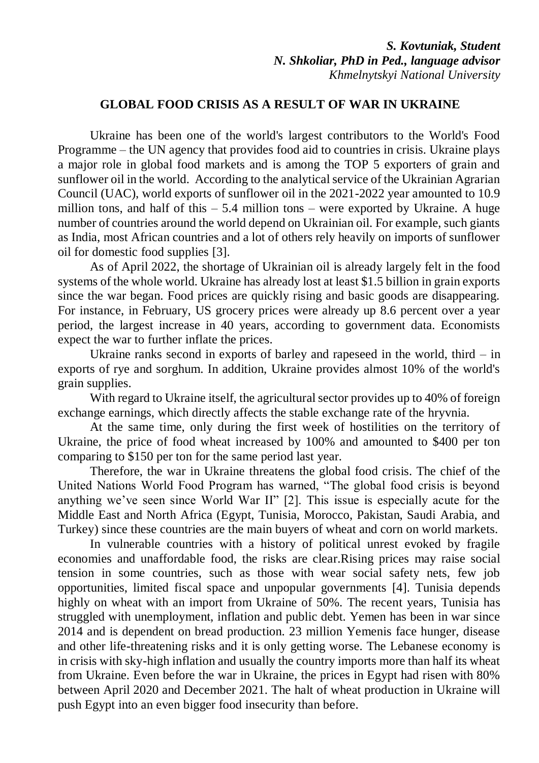***S. Kovtuniak, Student***
***N. Shkoliar, PhD in Ped., language advisor***
*Khmelnytskyi National University*

# GLOBAL FOOD CRISIS AS A RESULT OF WAR IN UKRAINE

Ukraine has been one of the world's largest contributors to the World's Food Programme – the UN agency that provides food aid to countries in crisis. Ukraine plays a major role in global food markets and is among the TOP 5 exporters of grain and sunflower oil in the world. According to the analytical service of the Ukrainian Agrarian Council (UAC), world exports of sunflower oil in the 2021-2022 year amounted to 10.9 million tons, and half of this – 5.4 million tons – were exported by Ukraine. A huge number of countries around the world depend on Ukrainian oil. For example, such giants as India, most African countries and a lot of others rely heavily on imports of sunflower oil for domestic food supplies [3].

As of April 2022, the shortage of Ukrainian oil is already largely felt in the food systems of the whole world. Ukraine has already lost at least $1.5 billion in grain exports since the war began. Food prices are quickly rising and basic goods are disappearing. For instance, in February, US grocery prices were already up 8.6 percent over a year period, the largest increase in 40 years, according to government data. Economists expect the war to further inflate the prices.

Ukraine ranks second in exports of barley and rapeseed in the world, third – in exports of rye and sorghum. In addition, Ukraine provides almost 10% of the world's grain supplies.

With regard to Ukraine itself, the agricultural sector provides up to 40% of foreign exchange earnings, which directly affects the stable exchange rate of the hryvnia.

At the same time, only during the first week of hostilities on the territory of Ukraine, the price of food wheat increased by 100% and amounted to $400 per ton comparing to $150 per ton for the same period last year.

Therefore, the war in Ukraine threatens the global food crisis. The chief of the United Nations World Food Program has warned, "The global food crisis is beyond anything we've seen since World War II" [2]. This issue is especially acute for the Middle East and North Africa (Egypt, Tunisia, Morocco, Pakistan, Saudi Arabia, and Turkey) since these countries are the main buyers of wheat and corn on world markets.

In vulnerable countries with a history of political unrest evoked by fragile economies and unaffordable food, the risks are clear.Rising prices may raise social tension in some countries, such as those with wear social safety nets, few job opportunities, limited fiscal space and unpopular governments [4]. Tunisia depends highly on wheat with an import from Ukraine of 50%. The recent years, Tunisia has struggled with unemployment, inflation and public debt. Yemen has been in war since 2014 and is dependent on bread production. 23 million Yemenis face hunger, disease and other life-threatening risks and it is only getting worse. The Lebanese economy is in crisis with sky-high inflation and usually the country imports more than half its wheat from Ukraine. Even before the war in Ukraine, the prices in Egypt had risen with 80% between April 2020 and December 2021. The halt of wheat production in Ukraine will push Egypt into an even bigger food insecurity than before.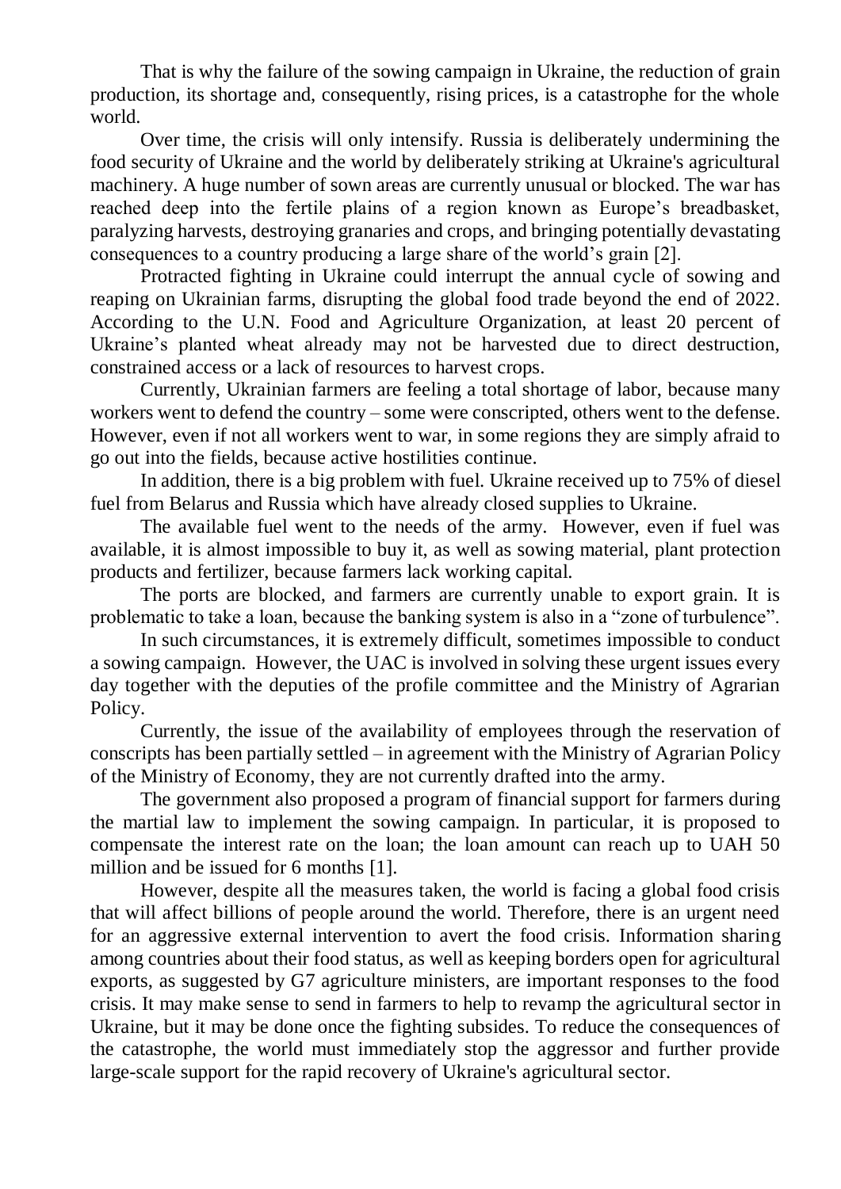That is why the failure of the sowing campaign in Ukraine, the reduction of grain production, its shortage and, consequently, rising prices, is a catastrophe for the whole world.

Over time, the crisis will only intensify. Russia is deliberately undermining the food security of Ukraine and the world by deliberately striking at Ukraine's agricultural machinery. A huge number of sown areas are currently unusual or blocked. The war has reached deep into the fertile plains of a region known as Europe's breadbasket, paralyzing harvests, destroying granaries and crops, and bringing potentially devastating consequences to a country producing a large share of the world's grain [2].

Protracted fighting in Ukraine could interrupt the annual cycle of sowing and reaping on Ukrainian farms, disrupting the global food trade beyond the end of 2022. According to the U.N. Food and Agriculture Organization, at least 20 percent of Ukraine's planted wheat already may not be harvested due to direct destruction, constrained access or a lack of resources to harvest crops.

Currently, Ukrainian farmers are feeling a total shortage of labor, because many workers went to defend the country – some were conscripted, others went to the defense. However, even if not all workers went to war, in some regions they are simply afraid to go out into the fields, because active hostilities continue.

In addition, there is a big problem with fuel. Ukraine received up to 75% of diesel fuel from Belarus and Russia which have already closed supplies to Ukraine.

The available fuel went to the needs of the army. However, even if fuel was available, it is almost impossible to buy it, as well as sowing material, plant protection products and fertilizer, because farmers lack working capital.

The ports are blocked, and farmers are currently unable to export grain. It is problematic to take a loan, because the banking system is also in a "zone of turbulence".

In such circumstances, it is extremely difficult, sometimes impossible to conduct a sowing campaign. However, the UAC is involved in solving these urgent issues every day together with the deputies of the profile committee and the Ministry of Agrarian Policy.

Currently, the issue of the availability of employees through the reservation of conscripts has been partially settled – in agreement with the Ministry of Agrarian Policy of the Ministry of Economy, they are not currently drafted into the army.

The government also proposed a program of financial support for farmers during the martial law to implement the sowing campaign. In particular, it is proposed to compensate the interest rate on the loan; the loan amount can reach up to UAH 50 million and be issued for 6 months [1].

However, despite all the measures taken, the world is facing a global food crisis that will affect billions of people around the world. Therefore, there is an urgent need for an aggressive external intervention to avert the food crisis. Information sharing among countries about their food status, as well as keeping borders open for agricultural exports, as suggested by G7 agriculture ministers, are important responses to the food crisis. It may make sense to send in farmers to help to revamp the agricultural sector in Ukraine, but it may be done once the fighting subsides. To reduce the consequences of the catastrophe, the world must immediately stop the aggressor and further provide large-scale support for the rapid recovery of Ukraine's agricultural sector.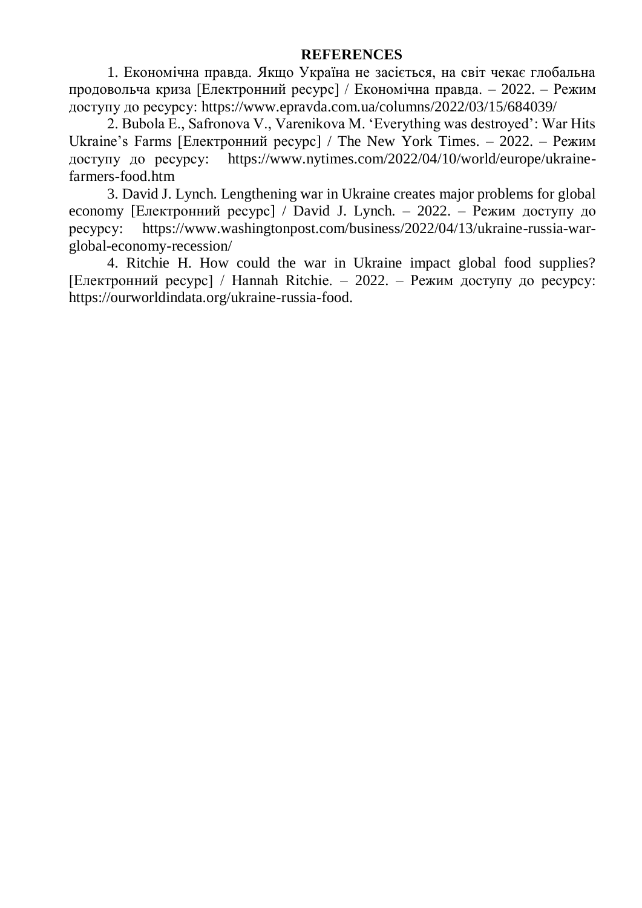**REFERENCES**

1. Економічна правда. Якщо Україна не засіється, на світ чекає глобальна продовольча криза [Електронний ресурс] / Економічна правда. – 2022. – Режим доступу до ресурсу: https://www.epravda.com.ua/columns/2022/03/15/684039/

2. Bubola E., Safronova V., Varenikova M. 'Everything was destroyed': War Hits Ukraine's Farms [Електронний ресурс] / The New York Times. – 2022. – Режим доступу до ресурсу: https://www.nytimes.com/2022/04/10/world/europe/ukraine-farmers-food.htm

3. David J. Lynch. Lengthening war in Ukraine creates major problems for global economy [Електронний ресурс] / David J. Lynch. – 2022. – Режим доступу до ресурсу: https://www.washingtonpost.com/business/2022/04/13/ukraine-russia-war-global-economy-recession/

4. Ritchie H. How could the war in Ukraine impact global food supplies? [Електронний ресурс] / Hannah Ritchie. – 2022. – Режим доступу до ресурсу: https://ourworldindata.org/ukraine-russia-food.